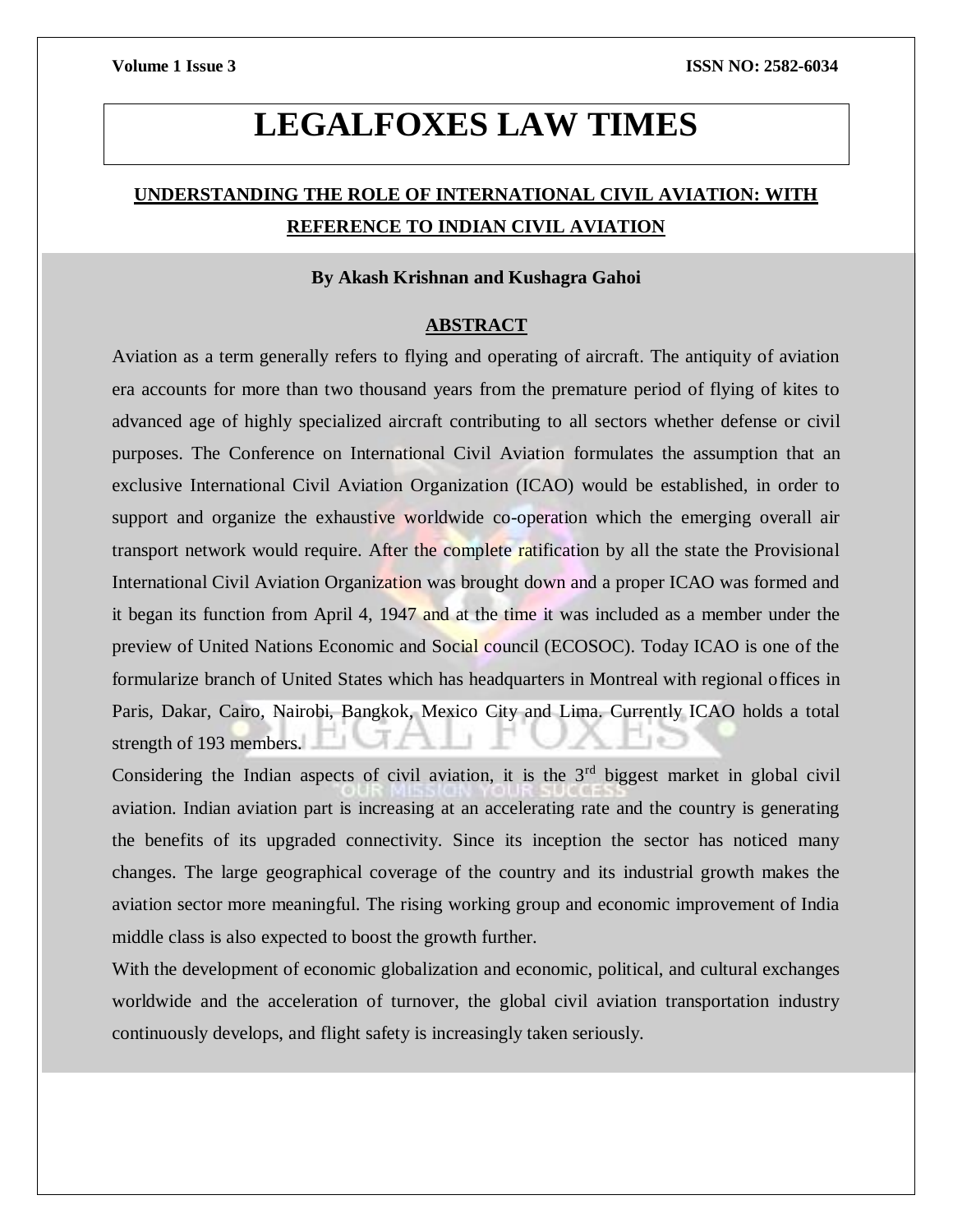# LEGALFOXES LAW TIMES

## UNDERSTANDING THE ROLE OF INTERNATIONAL CIVIL AVIATION: WITH REFERENCE TO INDIAN CIVIL AVIATION

**By Akash Krishnan and Kushagra Gahoi**

### ABSTRACT

Aviation as a term generally refers to flying and operating of aircraft. The antiquity of aviation era accounts for more than two thousand years from the premature period of flying of kites to advanced age of highly specialized aircraft contributing to all sectors whether defense or civil purposes. The Conference on International Civil Aviation formulates the assumption that an exclusive International Civil Aviation Organization (ICAO) would be established, in order to support and organize the exhaustive worldwide co-operation which the emerging overall air transport network would require. After the complete ratification by all the state the Provisional International Civil Aviation Organization was brought down and a proper ICAO was formed and it began its function from April 4, 1947 and at the time it was included as a member under the preview of United Nations Economic and Social council (ECOSOC). Today ICAO is one of the formularize branch of United States which has headquarters in Montreal with regional offices in Paris, Dakar, Cairo, Nairobi, Bangkok, Mexico City and Lima. Currently ICAO holds a total strength of 193 members.

Considering the Indian aspects of civil aviation, it is the 3rd biggest market in global civil aviation. Indian aviation part is increasing at an accelerating rate and the country is generating the benefits of its upgraded connectivity. Since its inception the sector has noticed many changes. The large geographical coverage of the country and its industrial growth makes the aviation sector more meaningful. The rising working group and economic improvement of India middle class is also expected to boost the growth further.

With the development of economic globalization and economic, political, and cultural exchanges worldwide and the acceleration of turnover, the global civil aviation transportation industry continuously develops, and flight safety is increasingly taken seriously.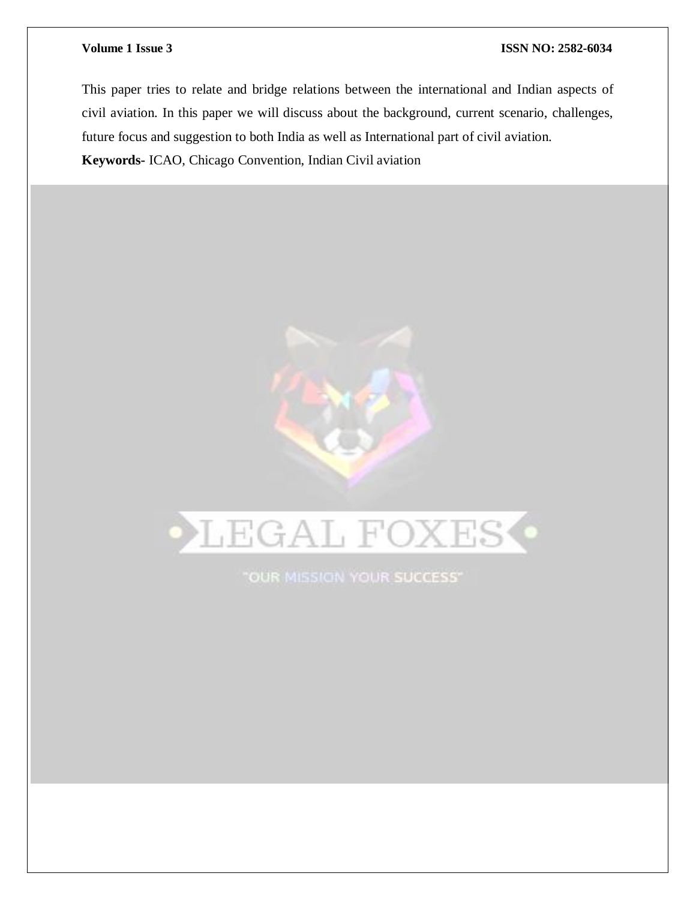This paper tries to relate and bridge relations between the international and Indian aspects of civil aviation. In this paper we will discuss about the background, current scenario, challenges, future focus and suggestion to both India as well as International part of civil aviation.

**Keywords-** ICAO, Chicago Convention, Indian Civil aviation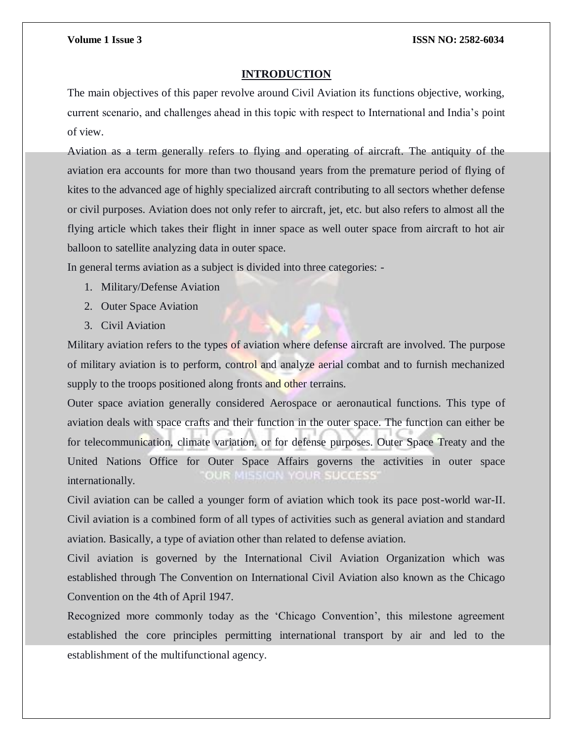## INTRODUCTION

The main objectives of this paper revolve around Civil Aviation its functions objective, working, current scenario, and challenges ahead in this topic with respect to International and India's point of view.

Aviation as a term generally refers to flying and operating of aircraft. The antiquity of the aviation era accounts for more than two thousand years from the premature period of flying of kites to the advanced age of highly specialized aircraft contributing to all sectors whether defense or civil purposes. Aviation does not only refer to aircraft, jet, etc. but also refers to almost all the flying article which takes their flight in inner space as well outer space from aircraft to hot air balloon to satellite analyzing data in outer space.

In general terms aviation as a subject is divided into three categories: -

1. Military/Defense Aviation
2. Outer Space Aviation
3. Civil Aviation

Military aviation refers to the types of aviation where defense aircraft are involved. The purpose of military aviation is to perform, control and analyze aerial combat and to furnish mechanized supply to the troops positioned along fronts and other terrains.

Outer space aviation generally considered Aerospace or aeronautical functions. This type of aviation deals with space crafts and their function in the outer space. The function can either be for telecommunication, climate variation, or for defense purposes. Outer Space Treaty and the United Nations Office for Outer Space Affairs governs the activities in outer space internationally.

Civil aviation can be called a younger form of aviation which took its pace post-world war-II. Civil aviation is a combined form of all types of activities such as general aviation and standard aviation. Basically, a type of aviation other than related to defense aviation.

Civil aviation is governed by the International Civil Aviation Organization which was established through The Convention on International Civil Aviation also known as the Chicago Convention on the 4th of April 1947.

Recognized more commonly today as the 'Chicago Convention', this milestone agreement established the core principles permitting international transport by air and led to the establishment of the multifunctional agency.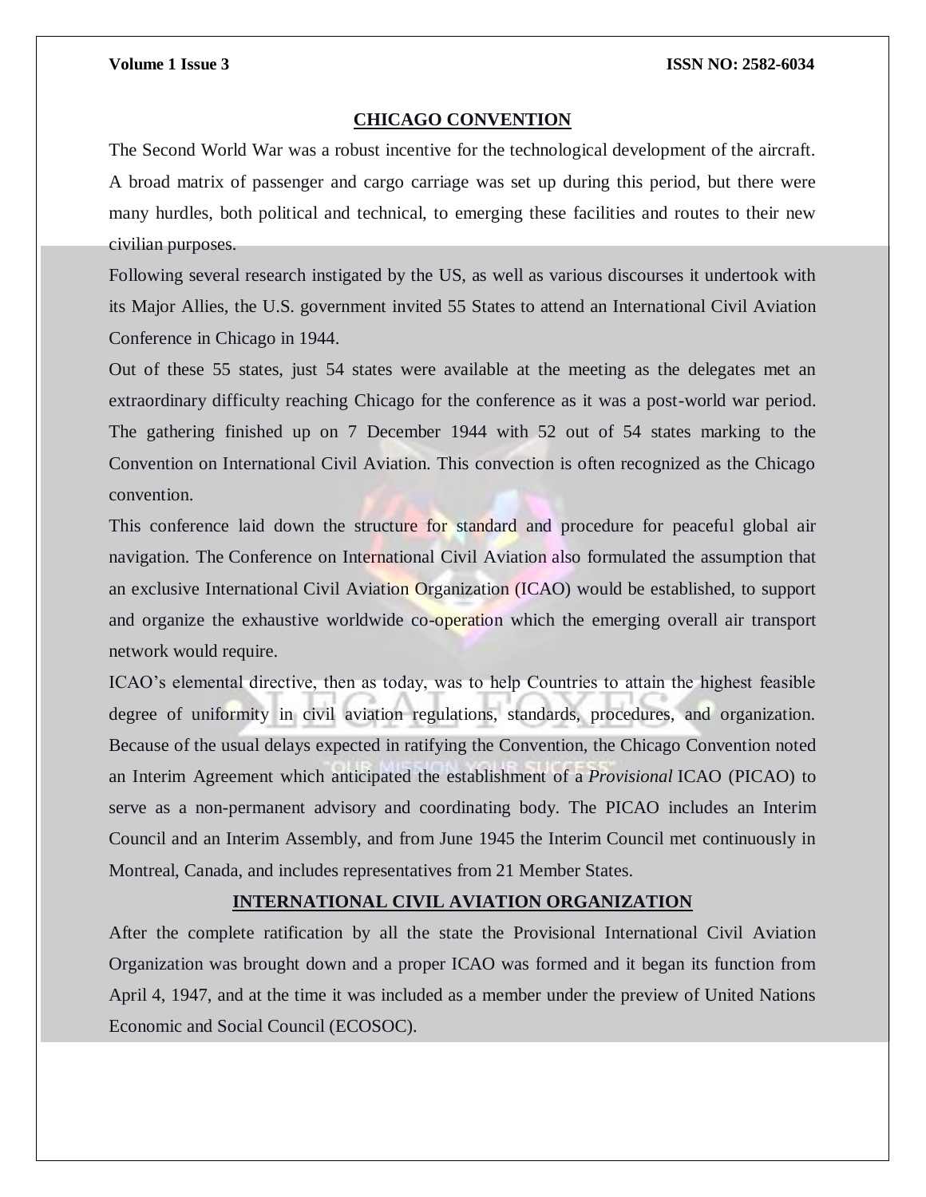## CHICAGO CONVENTION

The Second World War was a robust incentive for the technological development of the aircraft. A broad matrix of passenger and cargo carriage was set up during this period, but there were many hurdles, both political and technical, to emerging these facilities and routes to their new civilian purposes.

Following several research instigated by the US, as well as various discourses it undertook with its Major Allies, the U.S. government invited 55 States to attend an International Civil Aviation Conference in Chicago in 1944.

Out of these 55 states, just 54 states were available at the meeting as the delegates met an extraordinary difficulty reaching Chicago for the conference as it was a post-world war period. The gathering finished up on 7 December 1944 with 52 out of 54 states marking to the Convention on International Civil Aviation. This convection is often recognized as the Chicago convention.

This conference laid down the structure for standard and procedure for peaceful global air navigation. The Conference on International Civil Aviation also formulated the assumption that an exclusive International Civil Aviation Organization (ICAO) would be established, to support and organize the exhaustive worldwide co-operation which the emerging overall air transport network would require.

ICAO's elemental directive, then as today, was to help Countries to attain the highest feasible degree of uniformity in civil aviation regulations, standards, procedures, and organization. Because of the usual delays expected in ratifying the Convention, the Chicago Convention noted an Interim Agreement which anticipated the establishment of a *Provisional* ICAO (PICAO) to serve as a non-permanent advisory and coordinating body. The PICAO includes an Interim Council and an Interim Assembly, and from June 1945 the Interim Council met continuously in Montreal, Canada, and includes representatives from 21 Member States.

## INTERNATIONAL CIVIL AVIATION ORGANIZATION

After the complete ratification by all the state the Provisional International Civil Aviation Organization was brought down and a proper ICAO was formed and it began its function from April 4, 1947, and at the time it was included as a member under the preview of United Nations Economic and Social Council (ECOSOC).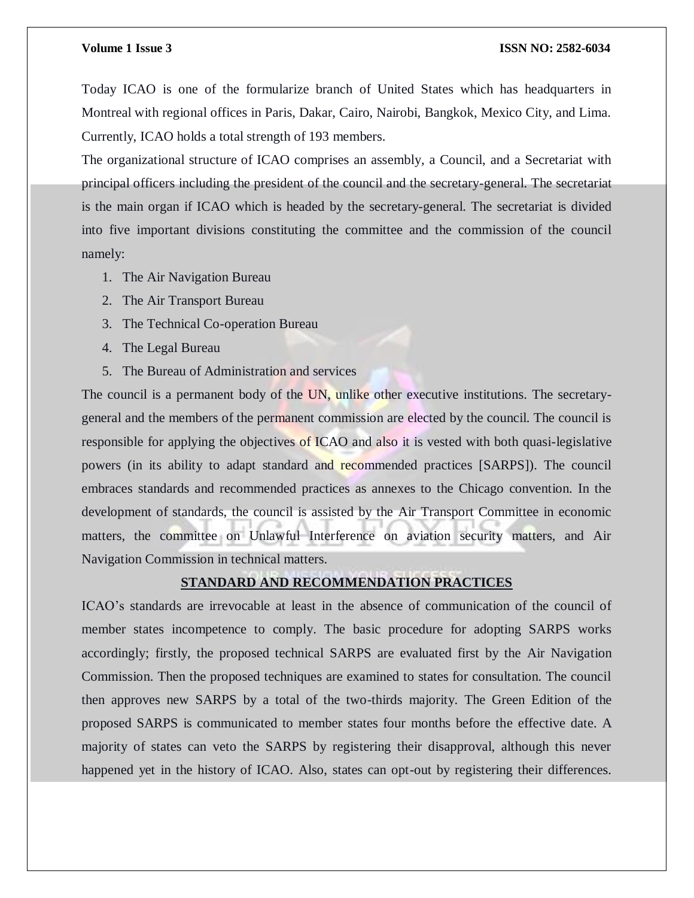Today ICAO is one of the formularize branch of United States which has headquarters in Montreal with regional offices in Paris, Dakar, Cairo, Nairobi, Bangkok, Mexico City, and Lima. Currently, ICAO holds a total strength of 193 members.

The organizational structure of ICAO comprises an assembly, a Council, and a Secretariat with principal officers including the president of the council and the secretary-general. The secretariat is the main organ if ICAO which is headed by the secretary-general. The secretariat is divided into five important divisions constituting the committee and the commission of the council namely:

1. The Air Navigation Bureau
2. The Air Transport Bureau
3. The Technical Co-operation Bureau
4. The Legal Bureau
5. The Bureau of Administration and services

The council is a permanent body of the UN, unlike other executive institutions. The secretary-general and the members of the permanent commission are elected by the council. The council is responsible for applying the objectives of ICAO and also it is vested with both quasi-legislative powers (in its ability to adapt standard and recommended practices [SARPS]). The council embraces standards and recommended practices as annexes to the Chicago convention. In the development of standards, the council is assisted by the Air Transport Committee in economic matters, the committee on Unlawful Interference on aviation security matters, and Air Navigation Commission in technical matters.

## STANDARD AND RECOMMENDATION PRACTICES

ICAO's standards are irrevocable at least in the absence of communication of the council of member states incompetence to comply. The basic procedure for adopting SARPS works accordingly; firstly, the proposed technical SARPS are evaluated first by the Air Navigation Commission. Then the proposed techniques are examined to states for consultation. The council then approves new SARPS by a total of the two-thirds majority. The Green Edition of the proposed SARPS is communicated to member states four months before the effective date. A majority of states can veto the SARPS by registering their disapproval, although this never happened yet in the history of ICAO. Also, states can opt-out by registering their differences.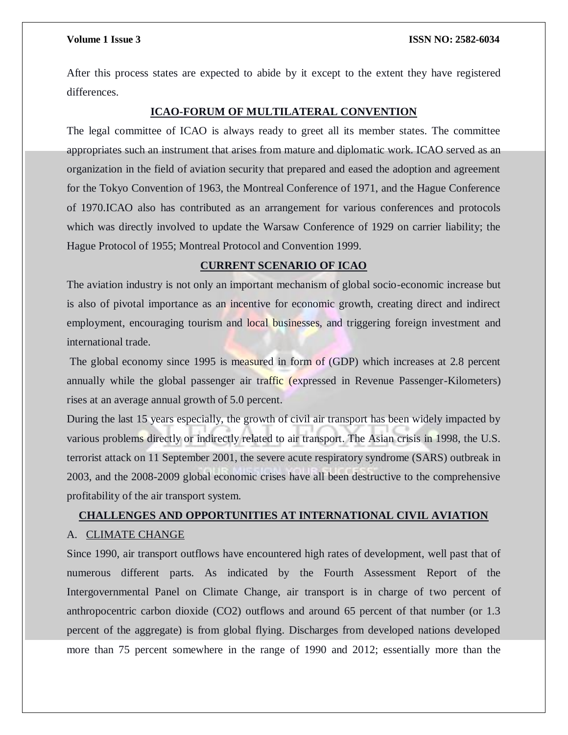After this process states are expected to abide by it except to the extent they have registered differences.

## ICAO-FORUM OF MULTILATERAL CONVENTION

The legal committee of ICAO is always ready to greet all its member states. The committee appropriates such an instrument that arises from mature and diplomatic work. ICAO served as an organization in the field of aviation security that prepared and eased the adoption and agreement for the Tokyo Convention of 1963, the Montreal Conference of 1971, and the Hague Conference of 1970.ICAO also has contributed as an arrangement for various conferences and protocols which was directly involved to update the Warsaw Conference of 1929 on carrier liability; the Hague Protocol of 1955; Montreal Protocol and Convention 1999.

## CURRENT SCENARIO OF ICAO

The aviation industry is not only an important mechanism of global socio-economic increase but is also of pivotal importance as an incentive for economic growth, creating direct and indirect employment, encouraging tourism and local businesses, and triggering foreign investment and international trade.

The global economy since 1995 is measured in form of (GDP) which increases at 2.8 percent annually while the global passenger air traffic (expressed in Revenue Passenger-Kilometers) rises at an average annual growth of 5.0 percent.

During the last 15 years especially, the growth of civil air transport has been widely impacted by various problems directly or indirectly related to air transport. The Asian crisis in 1998, the U.S. terrorist attack on 11 September 2001, the severe acute respiratory syndrome (SARS) outbreak in 2003, and the 2008-2009 global economic crises have all been destructive to the comprehensive profitability of the air transport system.

## CHALLENGES AND OPPORTUNITIES AT INTERNATIONAL CIVIL AVIATION

### A. CLIMATE CHANGE

Since 1990, air transport outflows have encountered high rates of development, well past that of numerous different parts. As indicated by the Fourth Assessment Report of the Intergovernmental Panel on Climate Change, air transport is in charge of two percent of anthropocentric carbon dioxide ($CO_2$) outflows and around 65 percent of that number (or 1.3 percent of the aggregate) is from global flying. Discharges from developed nations developed more than 75 percent somewhere in the range of 1990 and 2012; essentially more than the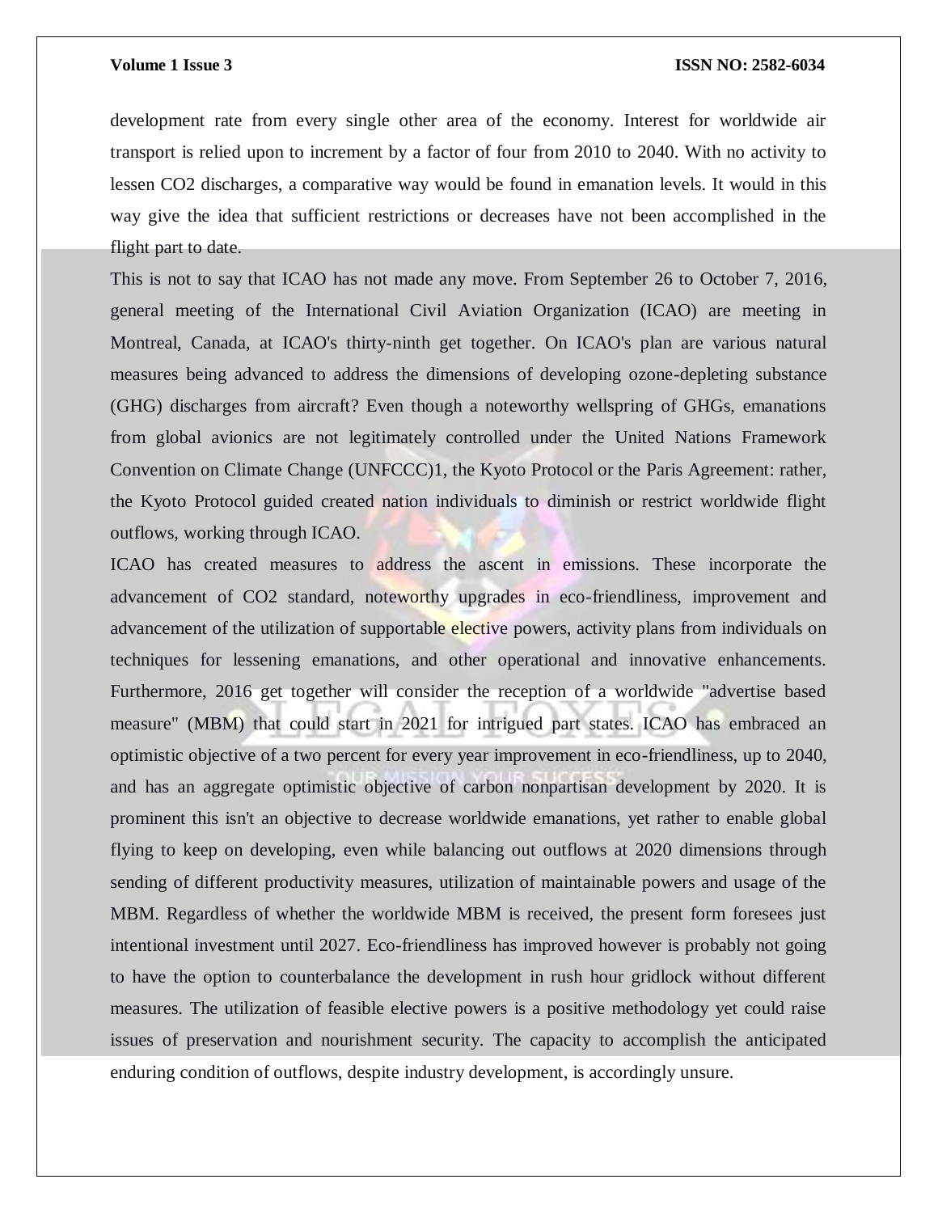development rate from every single other area of the economy. Interest for worldwide air transport is relied upon to increment by a factor of four from 2010 to 2040. With no activity to lessen $CO_2$ discharges, a comparative way would be found in emanation levels. It would in this way give the idea that sufficient restrictions or decreases have not been accomplished in the flight part to date.

This is not to say that ICAO has not made any move. From September 26 to October 7, 2016, general meeting of the International Civil Aviation Organization (ICAO) are meeting in Montreal, Canada, at ICAO's thirty-ninth get together. On ICAO's plan are various natural measures being advanced to address the dimensions of developing ozone-depleting substance (GHG) discharges from aircraft? Even though a noteworthy wellspring of GHGs, emanations from global avionics are not legitimately controlled under the United Nations Framework Convention on Climate Change (UNFCCC)1, the Kyoto Protocol or the Paris Agreement: rather, the Kyoto Protocol guided created nation individuals to diminish or restrict worldwide flight outflows, working through ICAO.

ICAO has created measures to address the ascent in emissions. These incorporate the advancement of $CO_2$ standard, noteworthy upgrades in eco-friendliness, improvement and advancement of the utilization of supportable elective powers, activity plans from individuals on techniques for lessening emanations, and other operational and innovative enhancements. Furthermore, 2016 get together will consider the reception of a worldwide "advertise based measure" (MBM) that could start in 2021 for intrigued part states. ICAO has embraced an optimistic objective of a two percent for every year improvement in eco-friendliness, up to 2040, and has an aggregate optimistic objective of carbon nonpartisan development by 2020. It is prominent this isn't an objective to decrease worldwide emanations, yet rather to enable global flying to keep on developing, even while balancing out outflows at 2020 dimensions through sending of different productivity measures, utilization of maintainable powers and usage of the MBM. Regardless of whether the worldwide MBM is received, the present form foresees just intentional investment until 2027. Eco-friendliness has improved however is probably not going to have the option to counterbalance the development in rush hour gridlock without different measures. The utilization of feasible elective powers is a positive methodology yet could raise issues of preservation and nourishment security. The capacity to accomplish the anticipated enduring condition of outflows, despite industry development, is accordingly unsure.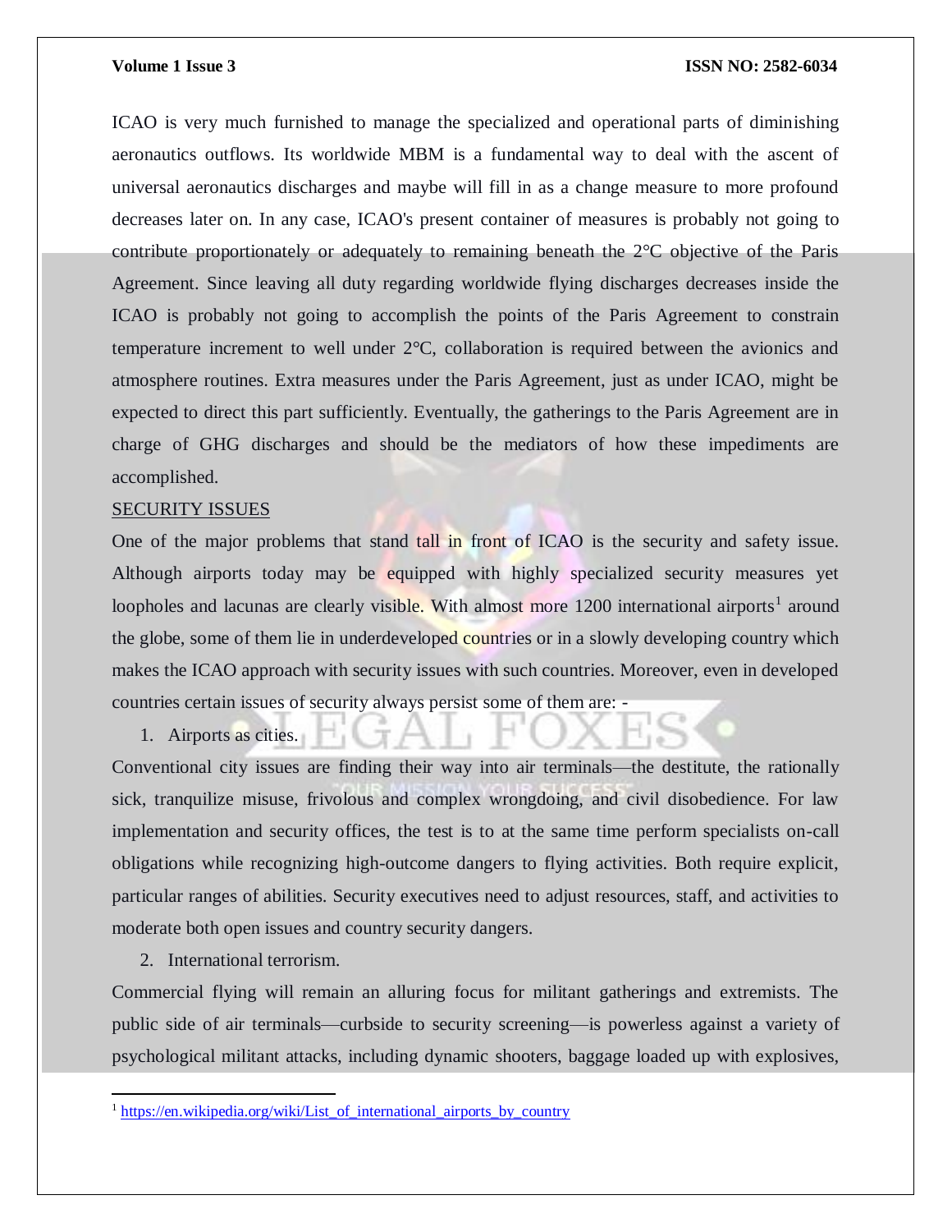ICAO is very much furnished to manage the specialized and operational parts of diminishing aeronautics outflows. Its worldwide MBM is a fundamental way to deal with the ascent of universal aeronautics discharges and maybe will fill in as a change measure to more profound decreases later on. In any case, ICAO's present container of measures is probably not going to contribute proportionately or adequately to remaining beneath the 2°C objective of the Paris Agreement. Since leaving all duty regarding worldwide flying discharges decreases inside the ICAO is probably not going to accomplish the points of the Paris Agreement to constrain temperature increment to well under 2°C, collaboration is required between the avionics and atmosphere routines. Extra measures under the Paris Agreement, just as under ICAO, might be expected to direct this part sufficiently. Eventually, the gatherings to the Paris Agreement are in charge of GHG discharges and should be the mediators of how these impediments are accomplished.

SECURITY ISSUES

One of the major problems that stand tall in front of ICAO is the security and safety issue. Although airports today may be equipped with highly specialized security measures yet loopholes and lacunas are clearly visible. With almost more 1200 international airports[1] around the globe, some of them lie in underdeveloped countries or in a slowly developing country which makes the ICAO approach with security issues with such countries. Moreover, even in developed countries certain issues of security always persist some of them are: -

1. Airports as cities.

Conventional city issues are finding their way into air terminals—the destitute, the rationally sick, tranquilize misuse, frivolous and complex wrongdoing, and civil disobedience. For law implementation and security offices, the test is to at the same time perform specialists on-call obligations while recognizing high-outcome dangers to flying activities. Both require explicit, particular ranges of abilities. Security executives need to adjust resources, staff, and activities to moderate both open issues and country security dangers.

2. International terrorism.

Commercial flying will remain an alluring focus for militant gatherings and extremists. The public side of air terminals—curbside to security screening—is powerless against a variety of psychological militant attacks, including dynamic shooters, baggage loaded up with explosives,

[1] https://en.wikipedia.org/wiki/List_of_international_airports_by_country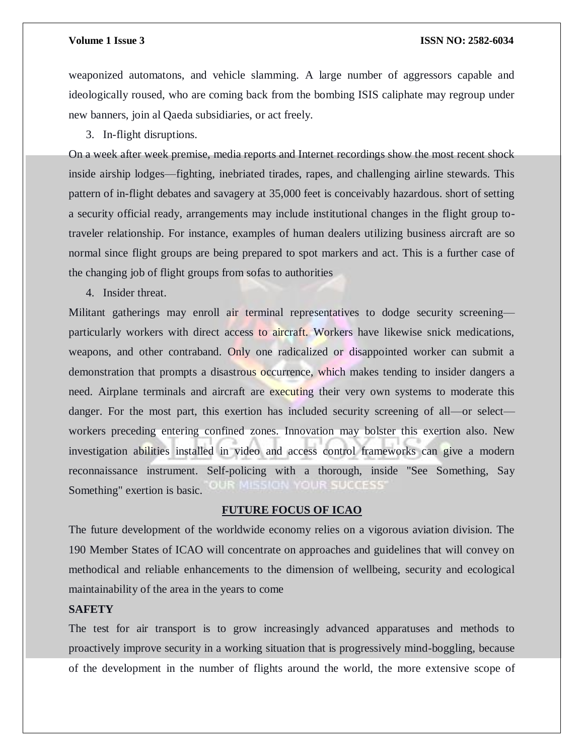weaponized automatons, and vehicle slamming. A large number of aggressors capable and ideologically roused, who are coming back from the bombing ISIS caliphate may regroup under new banners, join al Qaeda subsidiaries, or act freely.

3. In-flight disruptions.

On a week after week premise, media reports and Internet recordings show the most recent shock inside airship lodges—fighting, inebriated tirades, rapes, and challenging airline stewards. This pattern of in-flight debates and savagery at 35,000 feet is conceivably hazardous. short of setting a security official ready, arrangements may include institutional changes in the flight group to-traveler relationship. For instance, examples of human dealers utilizing business aircraft are so normal since flight groups are being prepared to spot markers and act. This is a further case of the changing job of flight groups from sofas to authorities

4. Insider threat.

Militant gatherings may enroll air terminal representatives to dodge security screening—particularly workers with direct access to aircraft. Workers have likewise snick medications, weapons, and other contraband. Only one radicalized or disappointed worker can submit a demonstration that prompts a disastrous occurrence, which makes tending to insider dangers a need. Airplane terminals and aircraft are executing their very own systems to moderate this danger. For the most part, this exertion has included security screening of all—or select—workers preceding entering confined zones. Innovation may bolster this exertion also. New investigation abilities installed in video and access control frameworks can give a modern reconnaissance instrument. Self-policing with a thorough, inside "See Something, Say Something" exertion is basic.

## FUTURE FOCUS OF ICAO

The future development of the worldwide economy relies on a vigorous aviation division. The 190 Member States of ICAO will concentrate on approaches and guidelines that will convey on methodical and reliable enhancements to the dimension of wellbeing, security and ecological maintainability of the area in the years to come

### SAFETY

The test for air transport is to grow increasingly advanced apparatuses and methods to proactively improve security in a working situation that is progressively mind-boggling, because of the development in the number of flights around the world, the more extensive scope of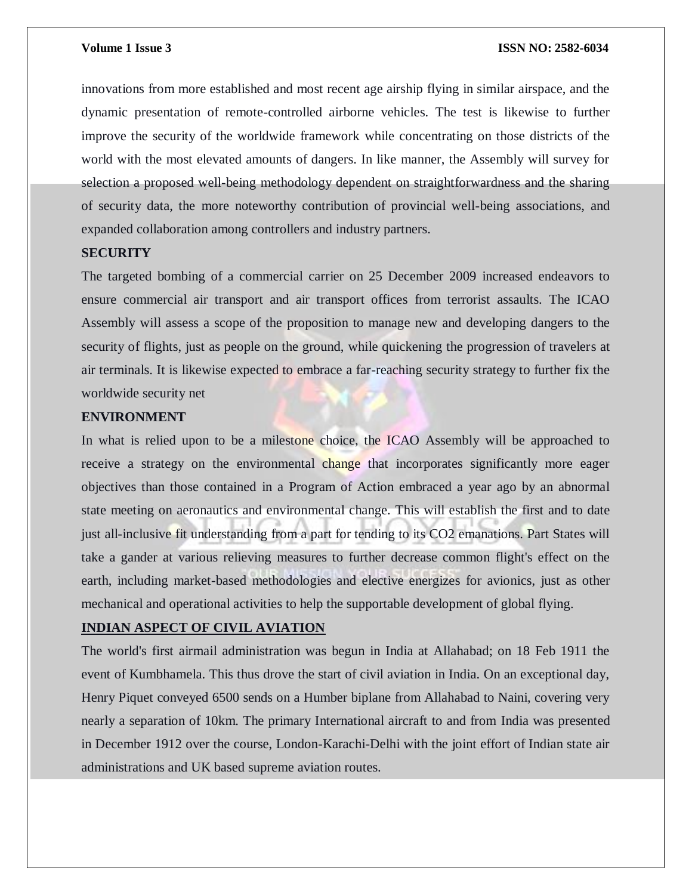innovations from more established and most recent age airship flying in similar airspace, and the dynamic presentation of remote-controlled airborne vehicles. The test is likewise to further improve the security of the worldwide framework while concentrating on those districts of the world with the most elevated amounts of dangers. In like manner, the Assembly will survey for selection a proposed well-being methodology dependent on straightforwardness and the sharing of security data, the more noteworthy contribution of provincial well-being associations, and expanded collaboration among controllers and industry partners.

**SECURITY**

The targeted bombing of a commercial carrier on 25 December 2009 increased endeavors to ensure commercial air transport and air transport offices from terrorist assaults. The ICAO Assembly will assess a scope of the proposition to manage new and developing dangers to the security of flights, just as people on the ground, while quickening the progression of travelers at air terminals. It is likewise expected to embrace a far-reaching security strategy to further fix the worldwide security net

**ENVIRONMENT**

In what is relied upon to be a milestone choice, the ICAO Assembly will be approached to receive a strategy on the environmental change that incorporates significantly more eager objectives than those contained in a Program of Action embraced a year ago by an abnormal state meeting on aeronautics and environmental change. This will establish the first and to date just all-inclusive fit understanding from a part for tending to its CO2 emanations. Part States will take a gander at various relieving measures to further decrease common flight's effect on the earth, including market-based methodologies and elective energizes for avionics, just as other mechanical and operational activities to help the supportable development of global flying.

**INDIAN ASPECT OF CIVIL AVIATION**

The world's first airmail administration was begun in India at Allahabad; on 18 Feb 1911 the event of Kumbhamela. This thus drove the start of civil aviation in India. On an exceptional day, Henry Piquet conveyed 6500 sends on a Humber biplane from Allahabad to Naini, covering very nearly a separation of 10km. The primary International aircraft to and from India was presented in December 1912 over the course, London-Karachi-Delhi with the joint effort of Indian state air administrations and UK based supreme aviation routes.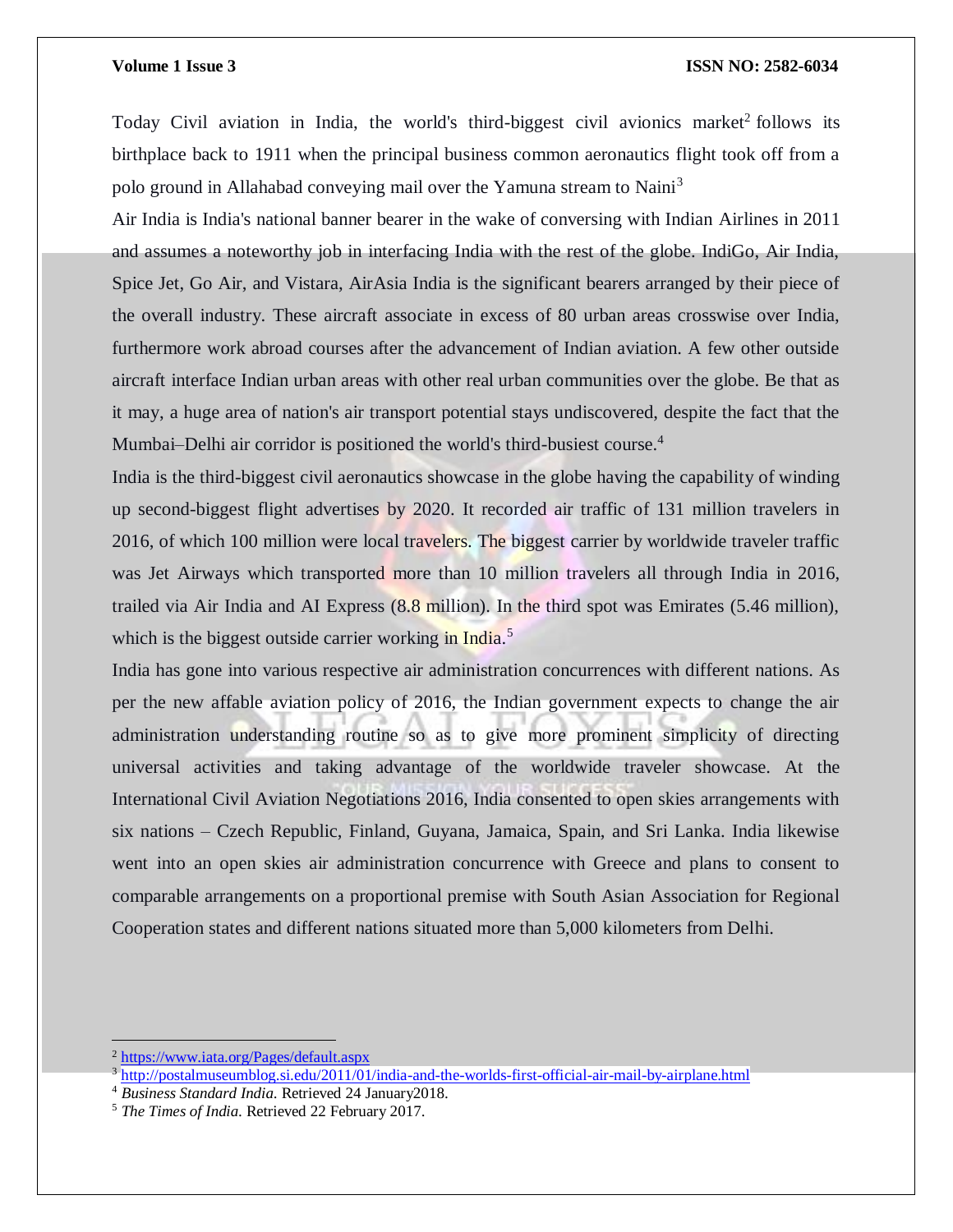Today Civil aviation in India, the world's third-biggest civil avionics market[2] follows its birthplace back to 1911 when the principal business common aeronautics flight took off from a polo ground in Allahabad conveying mail over the Yamuna stream to Naini[3]

Air India is India's national banner bearer in the wake of conversing with Indian Airlines in 2011 and assumes a noteworthy job in interfacing India with the rest of the globe. IndiGo, Air India, Spice Jet, Go Air, and Vistara, AirAsia India is the significant bearers arranged by their piece of the overall industry. These aircraft associate in excess of 80 urban areas crosswise over India, furthermore work abroad courses after the advancement of Indian aviation. A few other outside aircraft interface Indian urban areas with other real urban communities over the globe. Be that as it may, a huge area of nation's air transport potential stays undiscovered, despite the fact that the Mumbai–Delhi air corridor is positioned the world's third-busiest course.[4]

India is the third-biggest civil aeronautics showcase in the globe having the capability of winding up second-biggest flight advertises by 2020. It recorded air traffic of 131 million travelers in 2016, of which 100 million were local travelers. The biggest carrier by worldwide traveler traffic was Jet Airways which transported more than 10 million travelers all through India in 2016, trailed via Air India and AI Express (8.8 million). In the third spot was Emirates (5.46 million), which is the biggest outside carrier working in India.[5]

India has gone into various respective air administration concurrences with different nations. As per the new affable aviation policy of 2016, the Indian government expects to change the air administration understanding routine so as to give more prominent simplicity of directing universal activities and taking advantage of the worldwide traveler showcase. At the International Civil Aviation Negotiations 2016, India consented to open skies arrangements with six nations – Czech Republic, Finland, Guyana, Jamaica, Spain, and Sri Lanka. India likewise went into an open skies air administration concurrence with Greece and plans to consent to comparable arrangements on a proportional premise with South Asian Association for Regional Cooperation states and different nations situated more than 5,000 kilometers from Delhi.

---

[2] https://www.iata.org/Pages/default.aspx

[3] http://postalmuseumblog.si.edu/2011/01/india-and-the-worlds-first-official-air-mail-by-airplane.html

[4] *Business Standard India.* Retrieved 24 January2018.

[5] *The Times of India.* Retrieved 22 February 2017.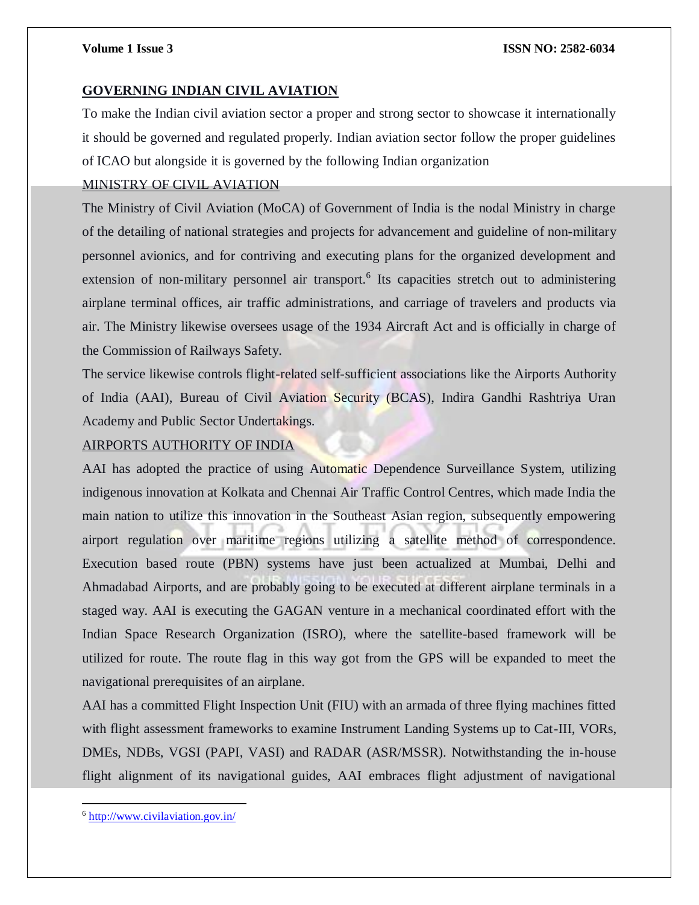## GOVERNING INDIAN CIVIL AVIATION

To make the Indian civil aviation sector a proper and strong sector to showcase it internationally it should be governed and regulated properly. Indian aviation sector follow the proper guidelines of ICAO but alongside it is governed by the following Indian organization

### MINISTRY OF CIVIL AVIATION

The Ministry of Civil Aviation (MoCA) of Government of India is the nodal Ministry in charge of the detailing of national strategies and projects for advancement and guideline of non-military personnel avionics, and for contriving and executing plans for the organized development and extension of non-military personnel air transport.[6] Its capacities stretch out to administering airplane terminal offices, air traffic administrations, and carriage of travelers and products via air. The Ministry likewise oversees usage of the 1934 Aircraft Act and is officially in charge of the Commission of Railways Safety.

The service likewise controls flight-related self-sufficient associations like the Airports Authority of India (AAI), Bureau of Civil Aviation Security (BCAS), Indira Gandhi Rashtriya Uran Academy and Public Sector Undertakings.

### AIRPORTS AUTHORITY OF INDIA

AAI has adopted the practice of using Automatic Dependence Surveillance System, utilizing indigenous innovation at Kolkata and Chennai Air Traffic Control Centres, which made India the main nation to utilize this innovation in the Southeast Asian region, subsequently empowering airport regulation over maritime regions utilizing a satellite method of correspondence. Execution based route (PBN) systems have just been actualized at Mumbai, Delhi and Ahmadabad Airports, and are probably going to be executed at different airplane terminals in a staged way. AAI is executing the GAGAN venture in a mechanical coordinated effort with the Indian Space Research Organization (ISRO), where the satellite-based framework will be utilized for route. The route flag in this way got from the GPS will be expanded to meet the navigational prerequisites of an airplane.

AAI has a committed Flight Inspection Unit (FIU) with an armada of three flying machines fitted with flight assessment frameworks to examine Instrument Landing Systems up to Cat-III, VORs, DMEs, NDBs, VGSI (PAPI, VASI) and RADAR (ASR/MSSR). Notwithstanding the in-house flight alignment of its navigational guides, AAI embraces flight adjustment of navigational

---

[6] http://www.civilaviation.gov.in/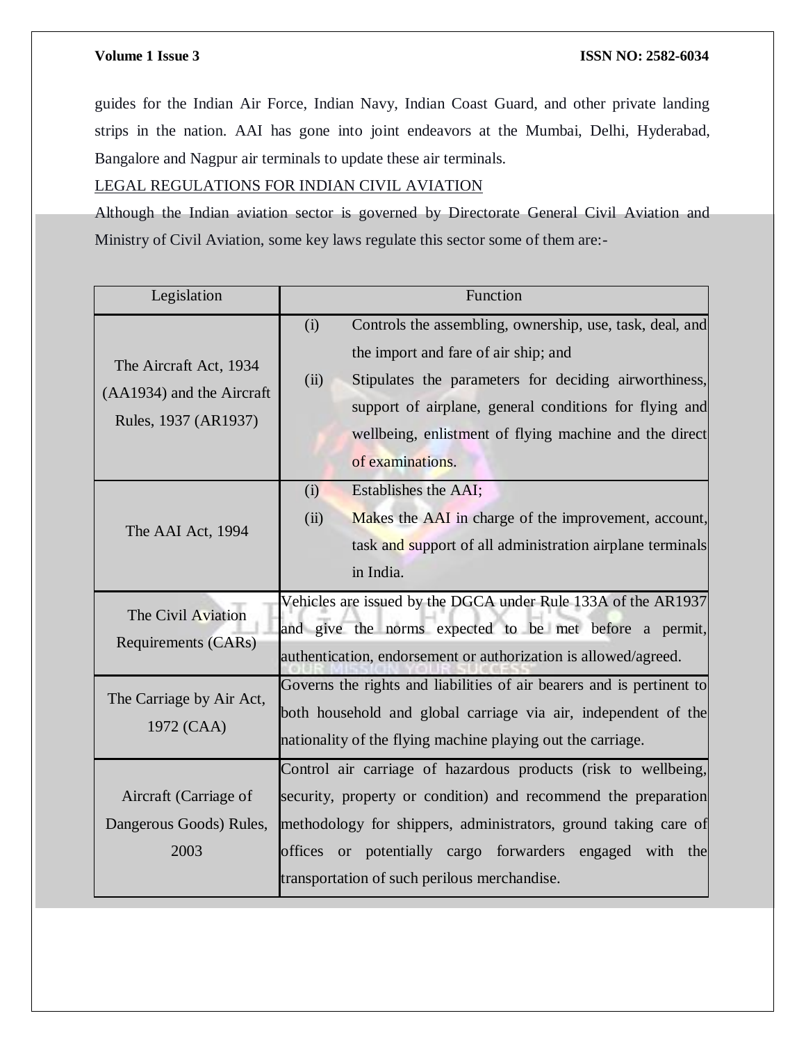guides for the Indian Air Force, Indian Navy, Indian Coast Guard, and other private landing strips in the nation. AAI has gone into joint endeavors at the Mumbai, Delhi, Hyderabad, Bangalore and Nagpur air terminals to update these air terminals.

LEGAL REGULATIONS FOR INDIAN CIVIL AVIATION

Although the Indian aviation sector is governed by Directorate General Civil Aviation and Ministry of Civil Aviation, some key laws regulate this sector some of them are:-

| Legislation | Function |
|---|---|
| The Aircraft Act, 1934 (AA1934) and the Aircraft Rules, 1937 (AR1937) | (i) Controls the assembling, ownership, use, task, deal, and the import and fare of air ship; and<br>(ii) Stipulates the parameters for deciding airworthiness, support of airplane, general conditions for flying and wellbeing, enlistment of flying machine and the direct of examinations. |
| The AAI Act, 1994 | (i) Establishes the AAI;<br>(ii) Makes the AAI in charge of the improvement, account, task and support of all administration airplane terminals in India. |
| The Civil Aviation Requirements (CARs) | Vehicles are issued by the DGCA under Rule 133A of the AR1937 and give the norms expected to be met before a permit, authentication, endorsement or authorization is allowed/agreed. |
| The Carriage by Air Act, 1972 (CAA) | Governs the rights and liabilities of air bearers and is pertinent to both household and global carriage via air, independent of the nationality of the flying machine playing out the carriage. |
| Aircraft (Carriage of Dangerous Goods) Rules, 2003 | Control air carriage of hazardous products (risk to wellbeing, security, property or condition) and recommend the preparation methodology for shippers, administrators, ground taking care of offices or potentially cargo forwarders engaged with the transportation of such perilous merchandise. |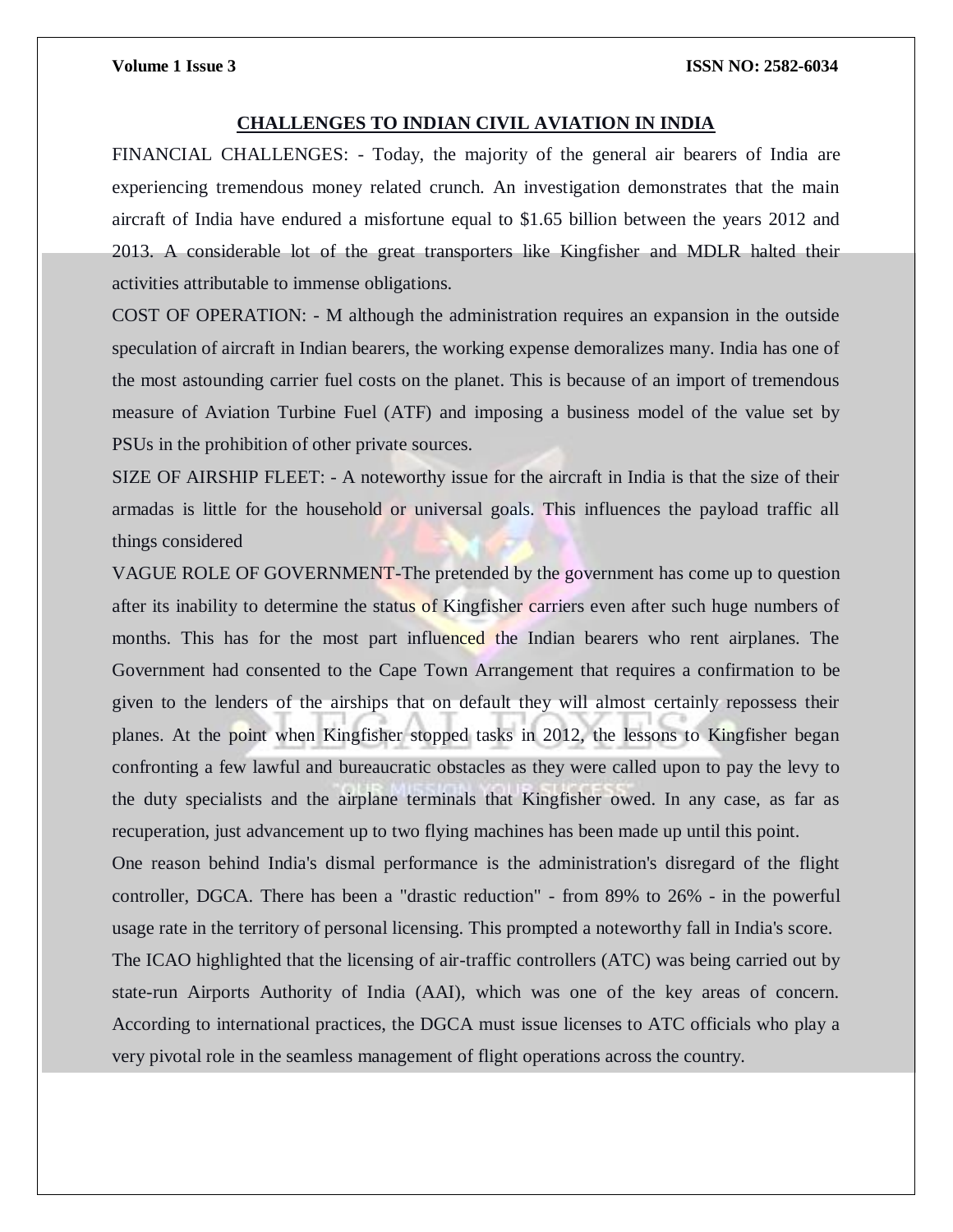## CHALLENGES TO INDIAN CIVIL AVIATION IN INDIA

FINANCIAL CHALLENGES: - Today, the majority of the general air bearers of India are experiencing tremendous money related crunch. An investigation demonstrates that the main aircraft of India have endured a misfortune equal to $1.65 billion between the years 2012 and 2013. A considerable lot of the great transporters like Kingfisher and MDLR halted their activities attributable to immense obligations.

COST OF OPERATION: - M although the administration requires an expansion in the outside speculation of aircraft in Indian bearers, the working expense demoralizes many. India has one of the most astounding carrier fuel costs on the planet. This is because of an import of tremendous measure of Aviation Turbine Fuel (ATF) and imposing a business model of the value set by PSUs in the prohibition of other private sources.

SIZE OF AIRSHIP FLEET: - A noteworthy issue for the aircraft in India is that the size of their armadas is little for the household or universal goals. This influences the payload traffic all things considered

VAGUE ROLE OF GOVERNMENT-The pretended by the government has come up to question after its inability to determine the status of Kingfisher carriers even after such huge numbers of months. This has for the most part influenced the Indian bearers who rent airplanes. The Government had consented to the Cape Town Arrangement that requires a confirmation to be given to the lenders of the airships that on default they will almost certainly repossess their planes. At the point when Kingfisher stopped tasks in 2012, the lessons to Kingfisher began confronting a few lawful and bureaucratic obstacles as they were called upon to pay the levy to the duty specialists and the airplane terminals that Kingfisher owed. In any case, as far as recuperation, just advancement up to two flying machines has been made up until this point.

One reason behind India's dismal performance is the administration's disregard of the flight controller, DGCA. There has been a "drastic reduction" - from 89% to 26% - in the powerful usage rate in the territory of personal licensing. This prompted a noteworthy fall in India's score.

The ICAO highlighted that the licensing of air-traffic controllers (ATC) was being carried out by state-run Airports Authority of India (AAI), which was one of the key areas of concern. According to international practices, the DGCA must issue licenses to ATC officials who play a very pivotal role in the seamless management of flight operations across the country.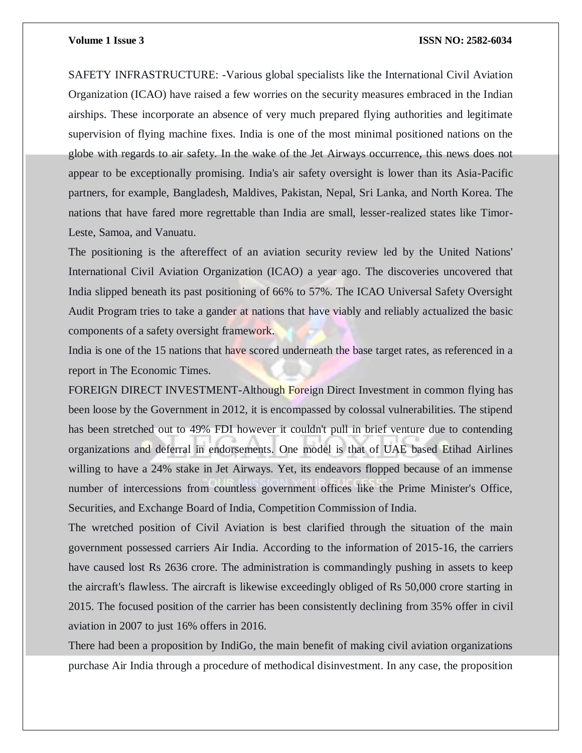SAFETY INFRASTRUCTURE: -Various global specialists like the International Civil Aviation Organization (ICAO) have raised a few worries on the security measures embraced in the Indian airships. These incorporate an absence of very much prepared flying authorities and legitimate supervision of flying machine fixes. India is one of the most minimal positioned nations on the globe with regards to air safety. In the wake of the Jet Airways occurrence, this news does not appear to be exceptionally promising. India's air safety oversight is lower than its Asia-Pacific partners, for example, Bangladesh, Maldives, Pakistan, Nepal, Sri Lanka, and North Korea. The nations that have fared more regrettable than India are small, lesser-realized states like Timor-Leste, Samoa, and Vanuatu.

The positioning is the aftereffect of an aviation security review led by the United Nations' International Civil Aviation Organization (ICAO) a year ago. The discoveries uncovered that India slipped beneath its past positioning of 66% to 57%. The ICAO Universal Safety Oversight Audit Program tries to take a gander at nations that have viably and reliably actualized the basic components of a safety oversight framework.

India is one of the 15 nations that have scored underneath the base target rates, as referenced in a report in The Economic Times.

FOREIGN DIRECT INVESTMENT-Although Foreign Direct Investment in common flying has been loose by the Government in 2012, it is encompassed by colossal vulnerabilities. The stipend has been stretched out to 49% FDI however it couldn't pull in brief venture due to contending organizations and deferral in endorsements. One model is that of UAE based Etihad Airlines willing to have a 24% stake in Jet Airways. Yet, its endeavors flopped because of an immense number of intercessions from countless government offices like the Prime Minister's Office, Securities, and Exchange Board of India, Competition Commission of India.

The wretched position of Civil Aviation is best clarified through the situation of the main government possessed carriers Air India. According to the information of 2015-16, the carriers have caused lost Rs 2636 crore. The administration is commandingly pushing in assets to keep the aircraft's flawless. The aircraft is likewise exceedingly obliged of Rs 50,000 crore starting in 2015. The focused position of the carrier has been consistently declining from 35% offer in civil aviation in 2007 to just 16% offers in 2016.

There had been a proposition by IndiGo, the main benefit of making civil aviation organizations purchase Air India through a procedure of methodical disinvestment. In any case, the proposition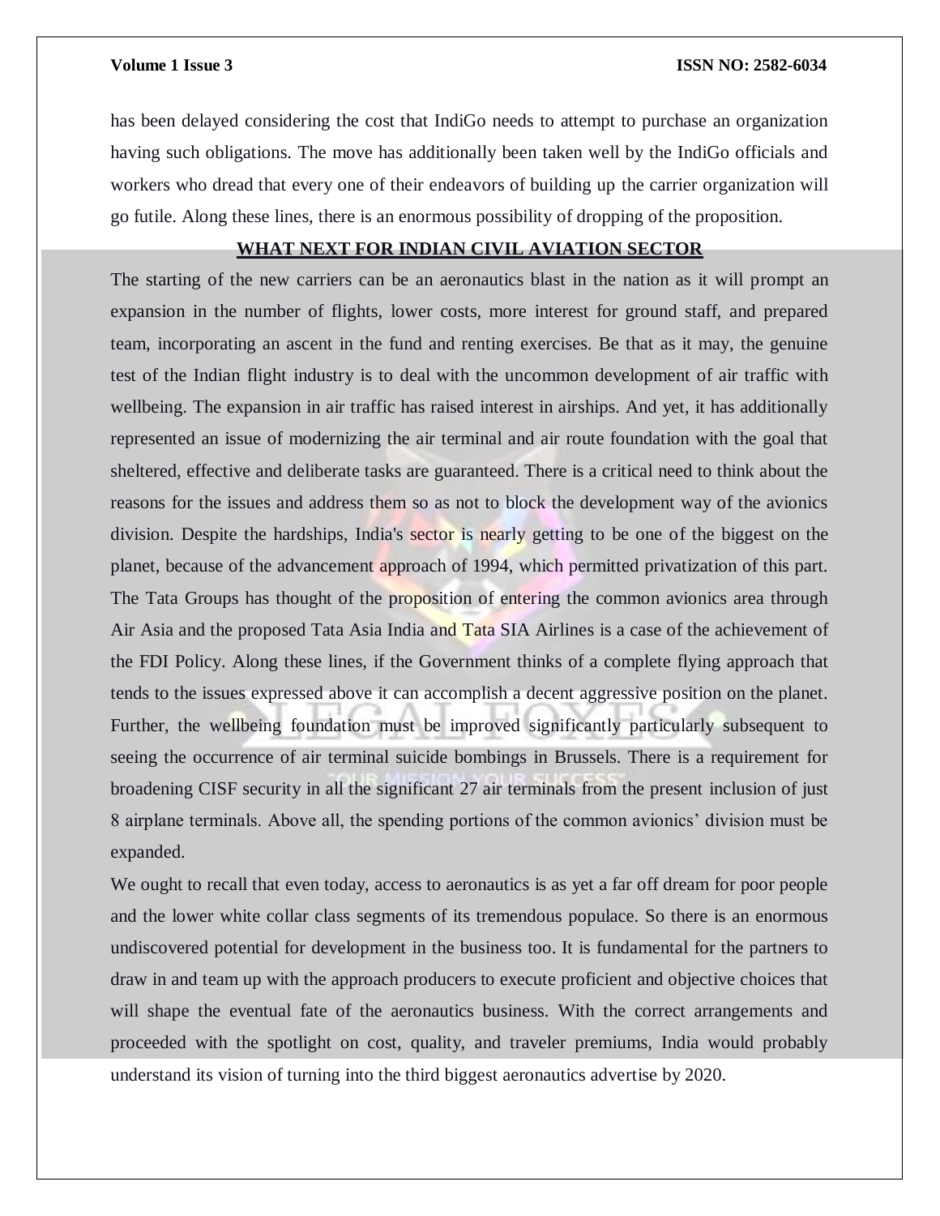has been delayed considering the cost that IndiGo needs to attempt to purchase an organization having such obligations. The move has additionally been taken well by the IndiGo officials and workers who dread that every one of their endeavors of building up the carrier organization will go futile. Along these lines, there is an enormous possibility of dropping of the proposition.

## WHAT NEXT FOR INDIAN CIVIL AVIATION SECTOR

The starting of the new carriers can be an aeronautics blast in the nation as it will prompt an expansion in the number of flights, lower costs, more interest for ground staff, and prepared team, incorporating an ascent in the fund and renting exercises. Be that as it may, the genuine test of the Indian flight industry is to deal with the uncommon development of air traffic with wellbeing. The expansion in air traffic has raised interest in airships. And yet, it has additionally represented an issue of modernizing the air terminal and air route foundation with the goal that sheltered, effective and deliberate tasks are guaranteed. There is a critical need to think about the reasons for the issues and address them so as not to block the development way of the avionics division. Despite the hardships, India's sector is nearly getting to be one of the biggest on the planet, because of the advancement approach of 1994, which permitted privatization of this part. The Tata Groups has thought of the proposition of entering the common avionics area through Air Asia and the proposed Tata Asia India and Tata SIA Airlines is a case of the achievement of the FDI Policy. Along these lines, if the Government thinks of a complete flying approach that tends to the issues expressed above it can accomplish a decent aggressive position on the planet. Further, the wellbeing foundation must be improved significantly particularly subsequent to seeing the occurrence of air terminal suicide bombings in Brussels. There is a requirement for broadening CISF security in all the significant 27 air terminals from the present inclusion of just 8 airplane terminals. Above all, the spending portions of the common avionics' division must be expanded.

We ought to recall that even today, access to aeronautics is as yet a far off dream for poor people and the lower white collar class segments of its tremendous populace. So there is an enormous undiscovered potential for development in the business too. It is fundamental for the partners to draw in and team up with the approach producers to execute proficient and objective choices that will shape the eventual fate of the aeronautics business. With the correct arrangements and proceeded with the spotlight on cost, quality, and traveler premiums, India would probably understand its vision of turning into the third biggest aeronautics advertise by 2020.